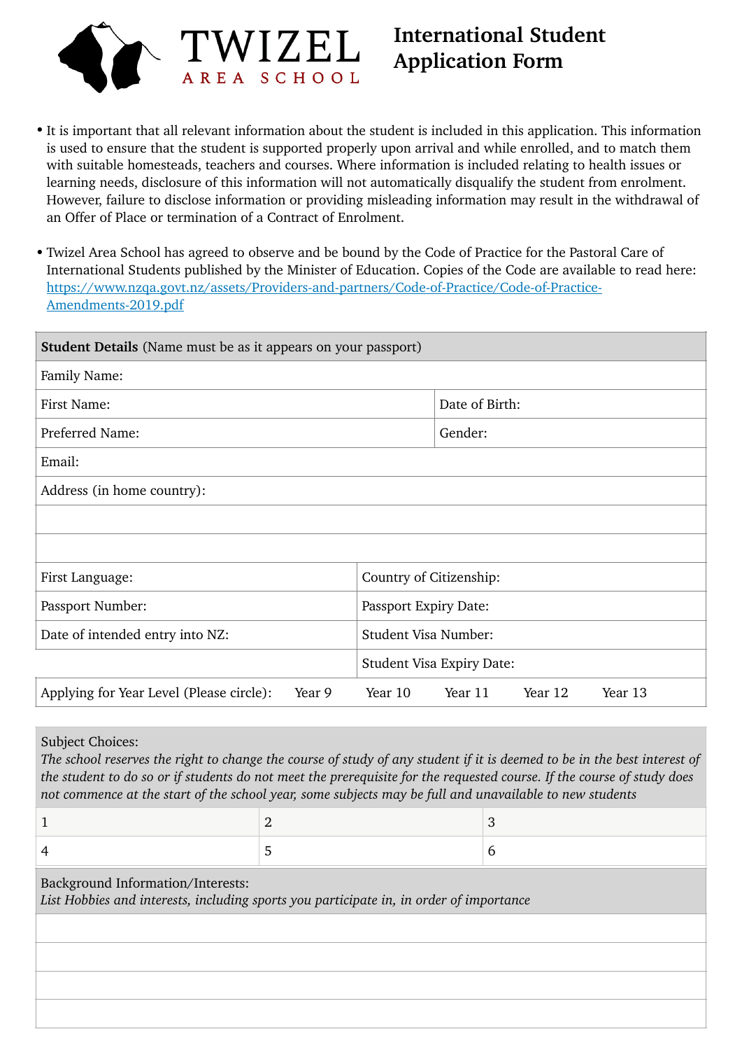# TWIZEL AREA SCHOOL

# International Student Application Form

- It is important that all relevant information about the student is included in this application. This information is used to ensure that the student is supported properly upon arrival and while enrolled, and to match them with suitable homesteads, teachers and courses. Where information is included relating to health issues or learning needs, disclosure of this information will not automatically disqualify the student from enrolment. However, failure to disclose information or providing misleading information may result in the withdrawal of an Offer of Place or termination of a Contract of Enrolment.

- Twizel Area School has agreed to observe and be bound by the Code of Practice for the Pastoral Care of International Students published by the Minister of Education. Copies of the Code are available to read here: [https://www.nzqa.govt.nz/assets/Providers-and-partners/Code-of-Practice/Code-of-Practice-Amendments-2019.pdf](https://www.nzqa.govt.nz/assets/Providers-and-partners/Code-of-Practice/Code-of-Practice-Amendments-2019.pdf)

| **Student Details** (Name must be as it appears on your passport) | |
|---|---|
| Family Name: | |
| First Name: | Date of Birth: |
| Preferred Name: | Gender: |
| Email: | |
| Address (in home country): | |
| | |
| | |
| First Language: | Country of Citizenship: |
| Passport Number: | Passport Expiry Date: |
| Date of intended entry into NZ: | Student Visa Number: |
| | Student Visa Expiry Date: |
| Applying for Year Level (Please circle): Year 9 Year 10 Year 11 Year 12 Year 13 | |

| Subject Choices: *The school reserves the right to change the course of study of any student if it is deemed to be in the best interest of the student to do so or if students do not meet the prerequisite for the requested course. If the course of study does not commence at the start of the school year, some subjects may be full and unavailable to new students* | | |
|---|---|---|
| 1 | 2 | 3 |
| 4 | 5 | 6 |

| Background Information/Interests: *List Hobbies and interests, including sports you participate in, in order of importance* |
|---|
| |
| |
| |
| |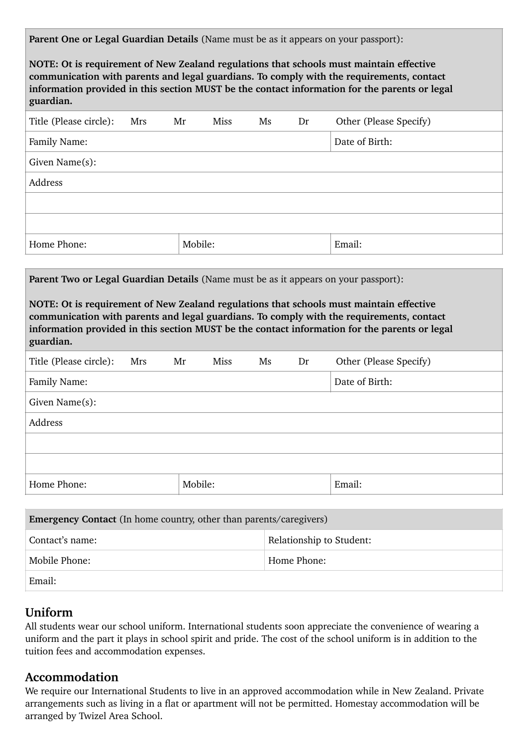| **Parent One or Legal Guardian Details** (Name must be as it appears on your passport):<br><br>**NOTE: Ot is requirement of New Zealand regulations that schools must maintain effective communication with parents and legal guardians. To comply with the requirements, contact information provided in this section MUST be the contact information for the parents or legal guardian.** | | |
|---|---|---|
| Title (Please circle): Mrs Mr Miss Ms Dr Other (Please Specify) | | |
| Family Name: | | Date of Birth: |
| Given Name(s): | | |
| Address | | |
| | | |
| | | |
| Home Phone: | Mobile: | Email: |

| **Parent Two or Legal Guardian Details** (Name must be as it appears on your passport):<br><br>**NOTE: Ot is requirement of New Zealand regulations that schools must maintain effective communication with parents and legal guardians. To comply with the requirements, contact information provided in this section MUST be the contact information for the parents or legal guardian.** | | |
|---|---|---|
| Title (Please circle): Mrs Mr Miss Ms Dr Other (Please Specify) | | |
| Family Name: | | Date of Birth: |
| Given Name(s): | | |
| Address | | |
| | | |
| | | |
| Home Phone: | Mobile: | Email: |

| **Emergency Contact** (In home country, other than parents/caregivers) | |
|---|---|
| Contact's name: | Relationship to Student: |
| Mobile Phone: | Home Phone: |
| Email: | |

## Uniform

All students wear our school uniform. International students soon appreciate the convenience of wearing a uniform and the part it plays in school spirit and pride. The cost of the school uniform is in addition to the tuition fees and accommodation expenses.

## Accommodation

We require our International Students to live in an approved accommodation while in New Zealand. Private arrangements such as living in a flat or apartment will not be permitted. Homestay accommodation will be arranged by Twizel Area School.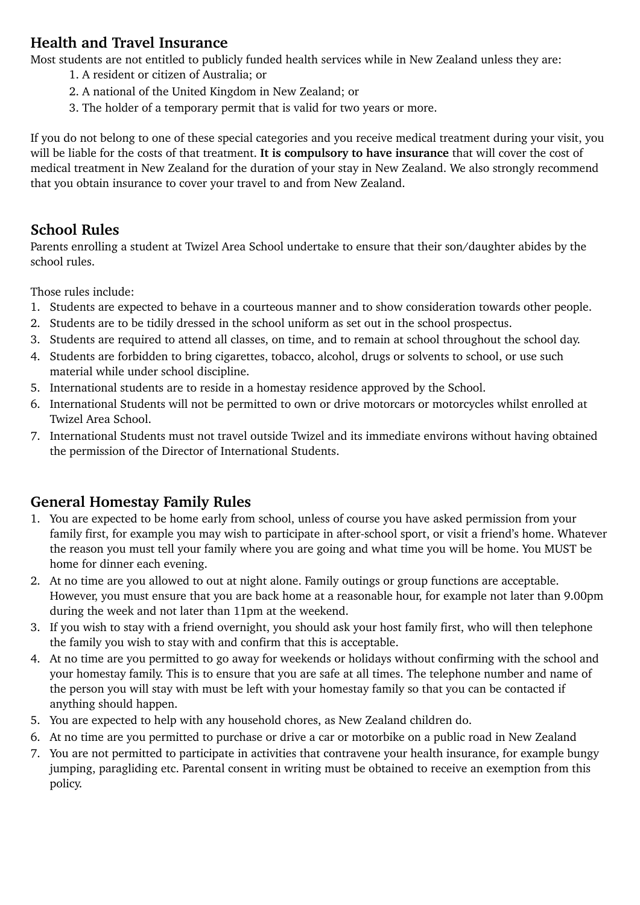## Health and Travel Insurance

Most students are not entitled to publicly funded health services while in New Zealand unless they are:

1. A resident or citizen of Australia; or
2. A national of the United Kingdom in New Zealand; or
3. The holder of a temporary permit that is valid for two years or more.

If you do not belong to one of these special categories and you receive medical treatment during your visit, you will be liable for the costs of that treatment. **It is compulsory to have insurance** that will cover the cost of medical treatment in New Zealand for the duration of your stay in New Zealand. We also strongly recommend that you obtain insurance to cover your travel to and from New Zealand.

## School Rules

Parents enrolling a student at Twizel Area School undertake to ensure that their son/daughter abides by the school rules.

Those rules include:

1. Students are expected to behave in a courteous manner and to show consideration towards other people.
2. Students are to be tidily dressed in the school uniform as set out in the school prospectus.
3. Students are required to attend all classes, on time, and to remain at school throughout the school day.
4. Students are forbidden to bring cigarettes, tobacco, alcohol, drugs or solvents to school, or use such material while under school discipline.
5. International students are to reside in a homestay residence approved by the School.
6. International Students will not be permitted to own or drive motorcars or motorcycles whilst enrolled at Twizel Area School.
7. International Students must not travel outside Twizel and its immediate environs without having obtained the permission of the Director of International Students.

## General Homestay Family Rules

1. You are expected to be home early from school, unless of course you have asked permission from your family first, for example you may wish to participate in after-school sport, or visit a friend's home. Whatever the reason you must tell your family where you are going and what time you will be home. You MUST be home for dinner each evening.
2. At no time are you allowed to out at night alone. Family outings or group functions are acceptable. However, you must ensure that you are back home at a reasonable hour, for example not later than 9.00pm during the week and not later than 11pm at the weekend.
3. If you wish to stay with a friend overnight, you should ask your host family first, who will then telephone the family you wish to stay with and confirm that this is acceptable.
4. At no time are you permitted to go away for weekends or holidays without confirming with the school and your homestay family. This is to ensure that you are safe at all times. The telephone number and name of the person you will stay with must be left with your homestay family so that you can be contacted if anything should happen.
5. You are expected to help with any household chores, as New Zealand children do.
6. At no time are you permitted to purchase or drive a car or motorbike on a public road in New Zealand
7. You are not permitted to participate in activities that contravene your health insurance, for example bungy jumping, paragliding etc. Parental consent in writing must be obtained to receive an exemption from this policy.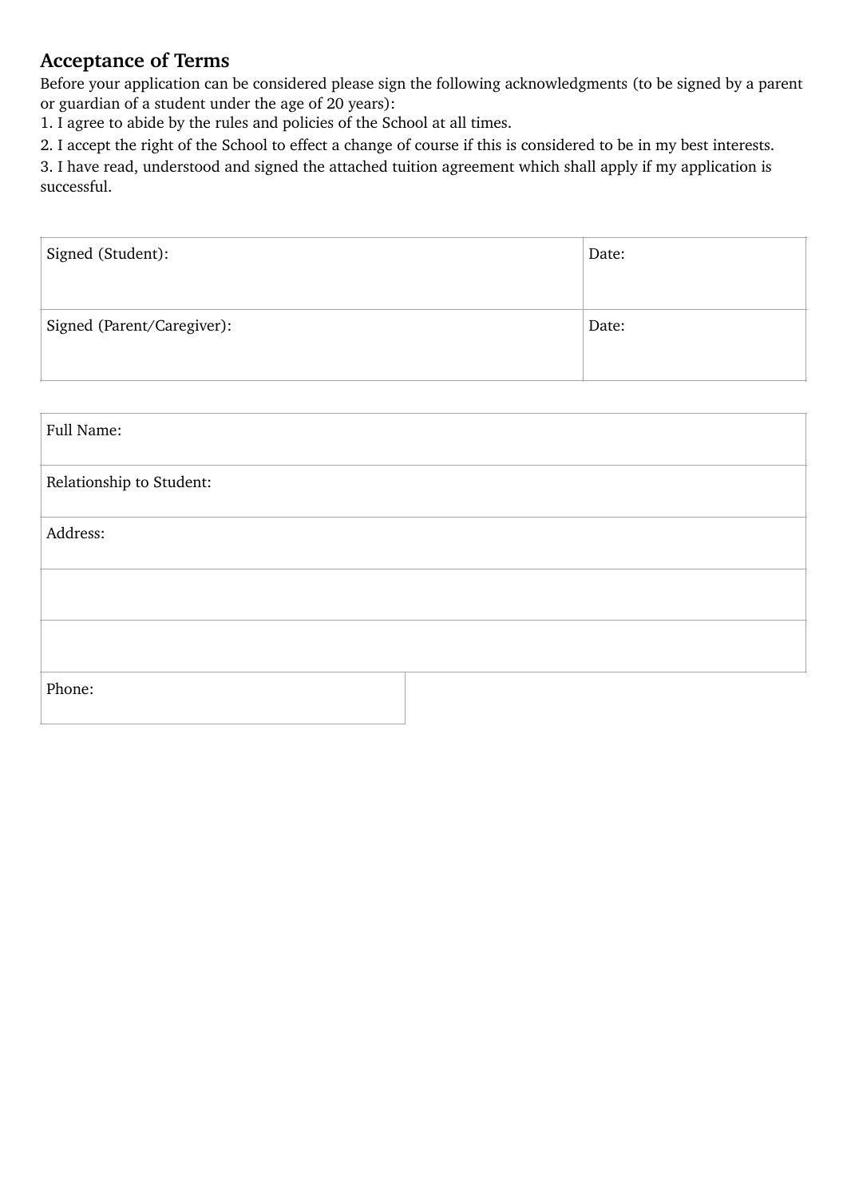## Acceptance of Terms

Before your application can be considered please sign the following acknowledgments (to be signed by a parent or guardian of a student under the age of 20 years):

1. I agree to abide by the rules and policies of the School at all times.
2. I accept the right of the School to effect a change of course if this is considered to be in my best interests.
3. I have read, understood and signed the attached tuition agreement which shall apply if my application is successful.

| | |
|---|---|
| Signed (Student): | Date: |
| Signed (Parent/Caregiver): | Date: |

| |
|---|
| Full Name: |
| Relationship to Student: |
| Address: |
| |
| |
| Phone: |